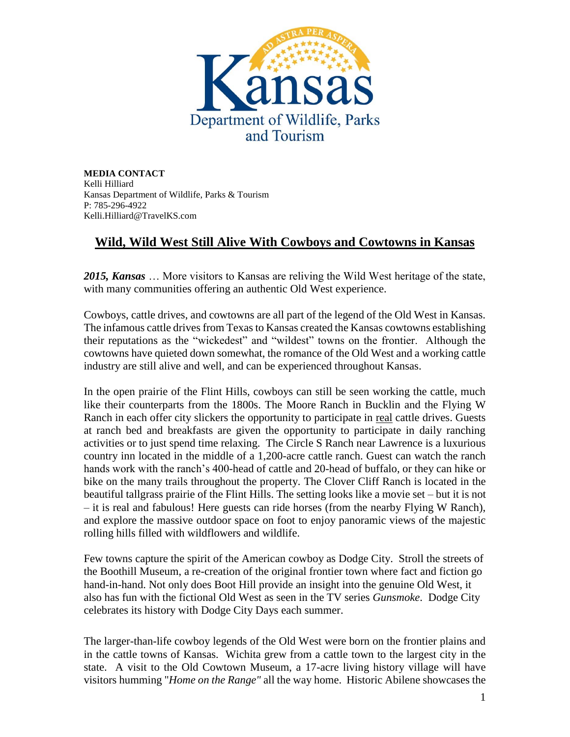**MEDIA CONTACT**
Kelli Hilliard
Kansas Department of Wildlife, Parks & Tourism
P: 785-296-4922
Kelli.Hilliard@TravelKS.com

# Wild, Wild West Still Alive With Cowboys and Cowtowns in Kansas

***2015, Kansas*** … More visitors to Kansas are reliving the Wild West heritage of the state, with many communities offering an authentic Old West experience.

Cowboys, cattle drives, and cowtowns are all part of the legend of the Old West in Kansas. The infamous cattle drives from Texas to Kansas created the Kansas cowtowns establishing their reputations as the "wickedest" and "wildest" towns on the frontier. Although the cowtowns have quieted down somewhat, the romance of the Old West and a working cattle industry are still alive and well, and can be experienced throughout Kansas.

In the open prairie of the Flint Hills, cowboys can still be seen working the cattle, much like their counterparts from the 1800s. The Moore Ranch in Bucklin and the Flying W Ranch in each offer city slickers the opportunity to participate in real cattle drives. Guests at ranch bed and breakfasts are given the opportunity to participate in daily ranching activities or to just spend time relaxing. The Circle S Ranch near Lawrence is a luxurious country inn located in the middle of a 1,200-acre cattle ranch. Guest can watch the ranch hands work with the ranch's 400-head of cattle and 20-head of buffalo, or they can hike or bike on the many trails throughout the property. The Clover Cliff Ranch is located in the beautiful tallgrass prairie of the Flint Hills. The setting looks like a movie set – but it is not – it is real and fabulous! Here guests can ride horses (from the nearby Flying W Ranch), and explore the massive outdoor space on foot to enjoy panoramic views of the majestic rolling hills filled with wildflowers and wildlife.

Few towns capture the spirit of the American cowboy as Dodge City. Stroll the streets of the Boothill Museum, a re-creation of the original frontier town where fact and fiction go hand-in-hand. Not only does Boot Hill provide an insight into the genuine Old West, it also has fun with the fictional Old West as seen in the TV series *Gunsmoke*. Dodge City celebrates its history with Dodge City Days each summer.

The larger-than-life cowboy legends of the Old West were born on the frontier plains and in the cattle towns of Kansas. Wichita grew from a cattle town to the largest city in the state. A visit to the Old Cowtown Museum, a 17-acre living history village will have visitors humming "*Home on the Range"* all the way home. Historic Abilene showcases the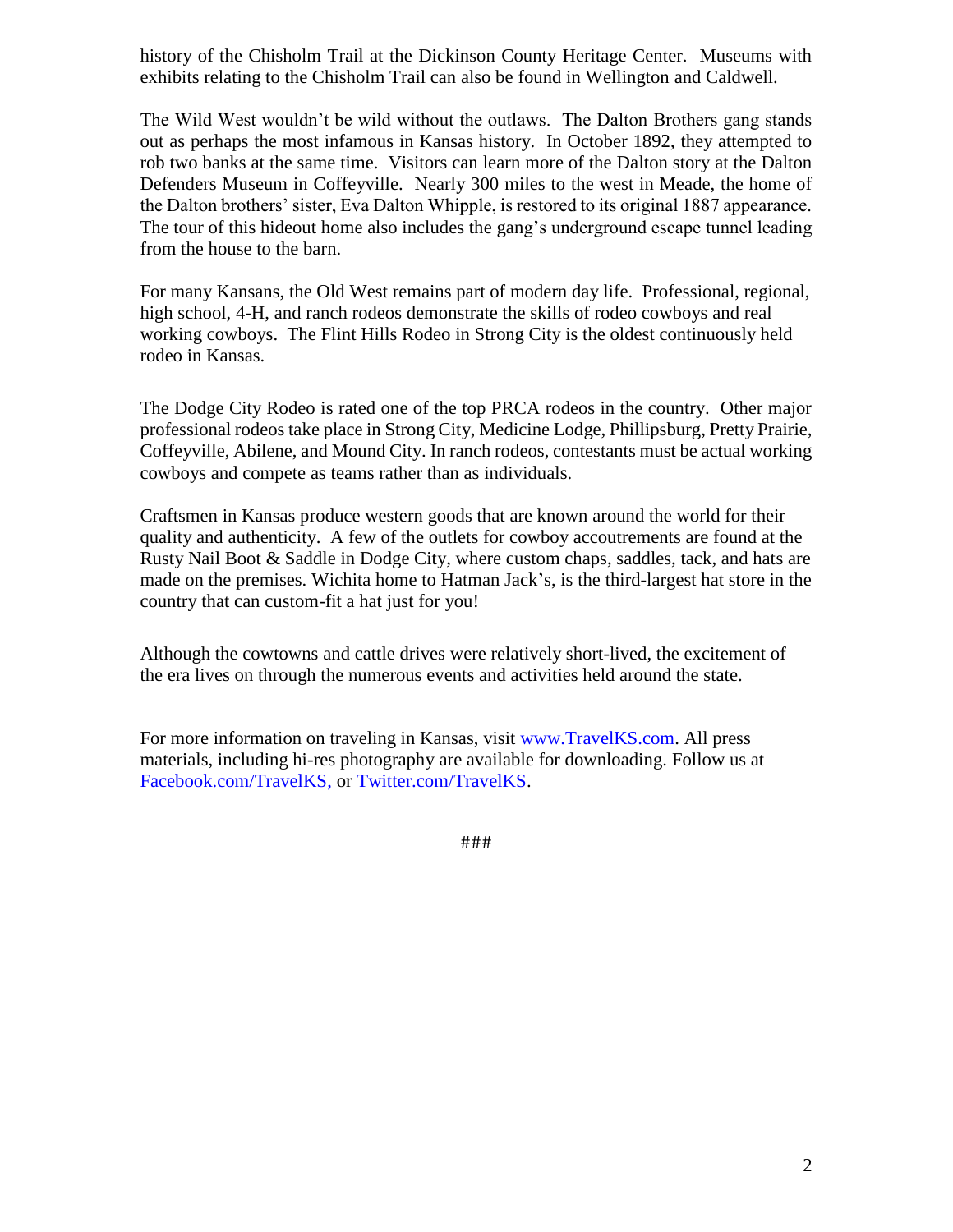history of the Chisholm Trail at the Dickinson County Heritage Center. Museums with exhibits relating to the Chisholm Trail can also be found in Wellington and Caldwell.

The Wild West wouldn't be wild without the outlaws. The Dalton Brothers gang stands out as perhaps the most infamous in Kansas history. In October 1892, they attempted to rob two banks at the same time. Visitors can learn more of the Dalton story at the Dalton Defenders Museum in Coffeyville. Nearly 300 miles to the west in Meade, the home of the Dalton brothers' sister, Eva Dalton Whipple, is restored to its original 1887 appearance. The tour of this hideout home also includes the gang's underground escape tunnel leading from the house to the barn.

For many Kansans, the Old West remains part of modern day life. Professional, regional, high school, 4-H, and ranch rodeos demonstrate the skills of rodeo cowboys and real working cowboys. The Flint Hills Rodeo in Strong City is the oldest continuously held rodeo in Kansas.

The Dodge City Rodeo is rated one of the top PRCA rodeos in the country. Other major professional rodeos take place in Strong City, Medicine Lodge, Phillipsburg, Pretty Prairie, Coffeyville, Abilene, and Mound City. In ranch rodeos, contestants must be actual working cowboys and compete as teams rather than as individuals.

Craftsmen in Kansas produce western goods that are known around the world for their quality and authenticity. A few of the outlets for cowboy accoutrements are found at the Rusty Nail Boot & Saddle in Dodge City, where custom chaps, saddles, tack, and hats are made on the premises. Wichita home to Hatman Jack's, is the third-largest hat store in the country that can custom-fit a hat just for you!

Although the cowtowns and cattle drives were relatively short-lived, the excitement of the era lives on through the numerous events and activities held around the state.

For more information on traveling in Kansas, visit [www.TravelKS.com](http://www.TravelKS.com). All press materials, including hi-res photography are available for downloading. Follow us at Facebook.com/TravelKS, or Twitter.com/TravelKS.

###